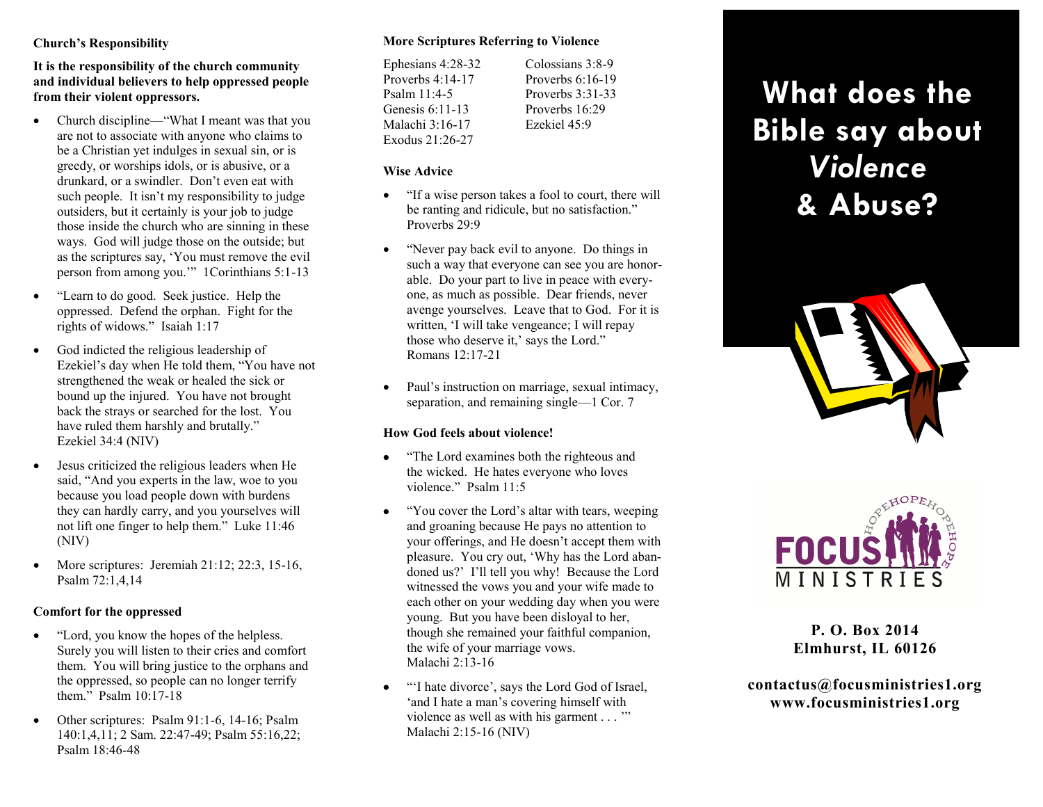### Church's Responsibility

**It is the responsibility of the church community and individual believers to help oppressed people from their violent oppressors.**

- Church discipline—"What I meant was that you are not to associate with anyone who claims to be a Christian yet indulges in sexual sin, or is greedy, or worships idols, or is abusive, or a drunkard, or a swindler. Don't even eat with such people. It isn't my responsibility to judge outsiders, but it certainly is your job to judge those inside the church who are sinning in these ways. God will judge those on the outside; but as the scriptures say, 'You must remove the evil person from among you.'" 1Corinthians 5:1-13
- "Learn to do good. Seek justice. Help the oppressed. Defend the orphan. Fight for the rights of widows." Isaiah 1:17
- God indicted the religious leadership of Ezekiel's day when He told them, "You have not strengthened the weak or healed the sick or bound up the injured. You have not brought back the strays or searched for the lost. You have ruled them harshly and brutally." Ezekiel 34:4 (NIV)
- Jesus criticized the religious leaders when He said, "And you experts in the law, woe to you because you load people down with burdens they can hardly carry, and you yourselves will not lift one finger to help them." Luke 11:46 (NIV)
- More scriptures: Jeremiah 21:12; 22:3, 15-16, Psalm 72:1,4,14

### Comfort for the oppressed

- "Lord, you know the hopes of the helpless. Surely you will listen to their cries and comfort them. You will bring justice to the orphans and the oppressed, so people can no longer terrify them." Psalm 10:17-18
- Other scriptures: Psalm 91:1-6, 14-16; Psalm 140:1,4,11; 2 Sam. 22:47-49; Psalm 55:16,22; Psalm 18:46-48

### More Scriptures Referring to Violence

| | |
|---|---|
| Ephesians 4:28-32 | Colossians 3:8-9 |
| Proverbs 4:14-17 | Proverbs 6:16-19 |
| Psalm 11:4-5 | Proverbs 3:31-33 |
| Genesis 6:11-13 | Proverbs 16:29 |
| Malachi 3:16-17 | Ezekiel 45:9 |
| Exodus 21:26-27 | |

### Wise Advice

- "If a wise person takes a fool to court, there will be ranting and ridicule, but no satisfaction." Proverbs 29:9
- "Never pay back evil to anyone. Do things in such a way that everyone can see you are honorable. Do your part to live in peace with everyone, as much as possible. Dear friends, never avenge yourselves. Leave that to God. For it is written, 'I will take vengeance; I will repay those who deserve it,' says the Lord." Romans 12:17-21
- Paul's instruction on marriage, sexual intimacy, separation, and remaining single—1 Cor. 7

### How God feels about violence!

- "The Lord examines both the righteous and the wicked. He hates everyone who loves violence." Psalm 11:5
- "You cover the Lord's altar with tears, weeping and groaning because He pays no attention to your offerings, and He doesn't accept them with pleasure. You cry out, 'Why has the Lord abandoned us?' I'll tell you why! Because the Lord witnessed the vows you and your wife made to each other on your wedding day when you were young. But you have been disloyal to her, though she remained your faithful companion, the wife of your marriage vows. Malachi 2:13-16
- "'I hate divorce', says the Lord God of Israel, 'and I hate a man's covering himself with violence as well as with his garment . . . '" Malachi 2:15-16 (NIV)

# What does the Bible say about *Violence* & Abuse?

FOCUS MINISTRIES

**P. O. Box 2014**
**Elmhurst, IL 60126**

**contactus@focusministries1.org**
**www.focusministries1.org**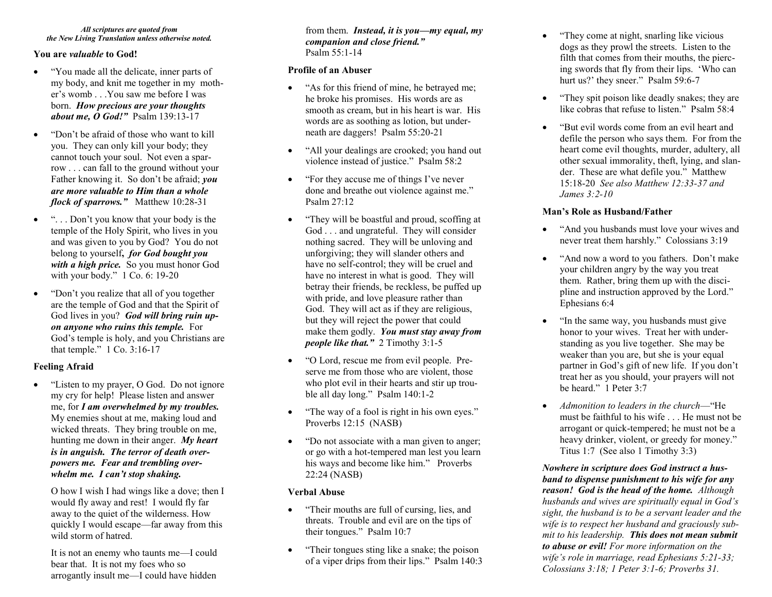*All scriptures are quoted from the New Living Translation unless otherwise noted.*

**You are *valuable* to God!**

- "You made all the delicate, inner parts of my body, and knit me together in my mother's womb . . .You saw me before I was born. ***How precious are your thoughts about me, O God!"*** Psalm 139:13-17
- "Don't be afraid of those who want to kill you. They can only kill your body; they cannot touch your soul. Not even a sparrow . . . can fall to the ground without your Father knowing it. So don't be afraid; ***you are more valuable to Him than a whole flock of sparrows."*** Matthew 10:28-31
- ". . . Don't you know that your body is the temple of the Holy Spirit, who lives in you and was given to you by God? You do not belong to yourself, ***for God bought you with a high price.*** So you must honor God with your body." 1 Co. 6: 19-20
- "Don't you realize that all of you together are the temple of God and that the Spirit of God lives in you? ***God will bring ruin upon anyone who ruins this temple.*** For God's temple is holy, and you Christians are that temple." 1 Co. 3:16-17

**Feeling Afraid**

- "Listen to my prayer, O God. Do not ignore my cry for help! Please listen and answer me, for ***I am overwhelmed by my troubles.*** My enemies shout at me, making loud and wicked threats. They bring trouble on me, hunting me down in their anger. ***My heart is in anguish. The terror of death overpowers me. Fear and trembling overwhelm me. I can't stop shaking.***

  O how I wish I had wings like a dove; then I would fly away and rest! I would fly far away to the quiet of the wilderness. How quickly I would escape—far away from this wild storm of hatred.

  It is not an enemy who taunts me—I could bear that. It is not my foes who so arrogantly insult me—I could have hidden from them. ***Instead, it is you—my equal, my companion and close friend."*** Psalm 55:1-14

**Profile of an Abuser**

- "As for this friend of mine, he betrayed me; he broke his promises. His words are as smooth as cream, but in his heart is war. His words are as soothing as lotion, but underneath are daggers! Psalm 55:20-21
- "All your dealings are crooked; you hand out violence instead of justice." Psalm 58:2
- "For they accuse me of things I've never done and breathe out violence against me." Psalm 27:12
- "They will be boastful and proud, scoffing at God . . . and ungrateful. They will consider nothing sacred. They will be unloving and unforgiving; they will slander others and have no self-control; they will be cruel and have no interest in what is good. They will betray their friends, be reckless, be puffed up with pride, and love pleasure rather than God. They will act as if they are religious, but they will reject the power that could make them godly. ***You must stay away from people like that."*** 2 Timothy 3:1-5
- "O Lord, rescue me from evil people. Preserve me from those who are violent, those who plot evil in their hearts and stir up trouble all day long." Psalm 140:1-2
- "The way of a fool is right in his own eyes." Proverbs 12:15 (NASB)
- "Do not associate with a man given to anger; or go with a hot-tempered man lest you learn his ways and become like him." Proverbs 22:24 (NASB)

**Verbal Abuse**

- "Their mouths are full of cursing, lies, and threats. Trouble and evil are on the tips of their tongues." Psalm 10:7
- "Their tongues sting like a snake; the poison of a viper drips from their lips." Psalm 140:3
- "They come at night, snarling like vicious dogs as they prowl the streets. Listen to the filth that comes from their mouths, the piercing swords that fly from their lips. 'Who can hurt us?' they sneer." Psalm 59:6-7
- "They spit poison like deadly snakes; they are like cobras that refuse to listen." Psalm 58:4
- "But evil words come from an evil heart and defile the person who says them. For from the heart come evil thoughts, murder, adultery, all other sexual immorality, theft, lying, and slander. These are what defile you." Matthew 15:18-20 *See also Matthew 12:33-37 and James 3:2-10*

**Man's Role as Husband/Father**

- "And you husbands must love your wives and never treat them harshly." Colossians 3:19
- "And now a word to you fathers. Don't make your children angry by the way you treat them. Rather, bring them up with the discipline and instruction approved by the Lord." Ephesians 6:4
- "In the same way, you husbands must give honor to your wives. Treat her with understanding as you live together. She may be weaker than you are, but she is your equal partner in God's gift of new life. If you don't treat her as you should, your prayers will not be heard." 1 Peter 3:7
- *Admonition to leaders in the church*—"He must be faithful to his wife . . . He must not be arrogant or quick-tempered; he must not be a heavy drinker, violent, or greedy for money." Titus 1:7 (See also 1 Timothy 3:3)

***Nowhere in scripture does God instruct a husband to dispense punishment to his wife for any reason! God is the head of the home.*** *Although husbands and wives are spiritually equal in God's sight, the husband is to be a servant leader and the wife is to respect her husband and graciously submit to his leadership.* ***This does not mean submit to abuse or evil!*** *For more information on the wife's role in marriage, read Ephesians 5:21-33; Colossians 3:18; 1 Peter 3:1-6; Proverbs 31.*